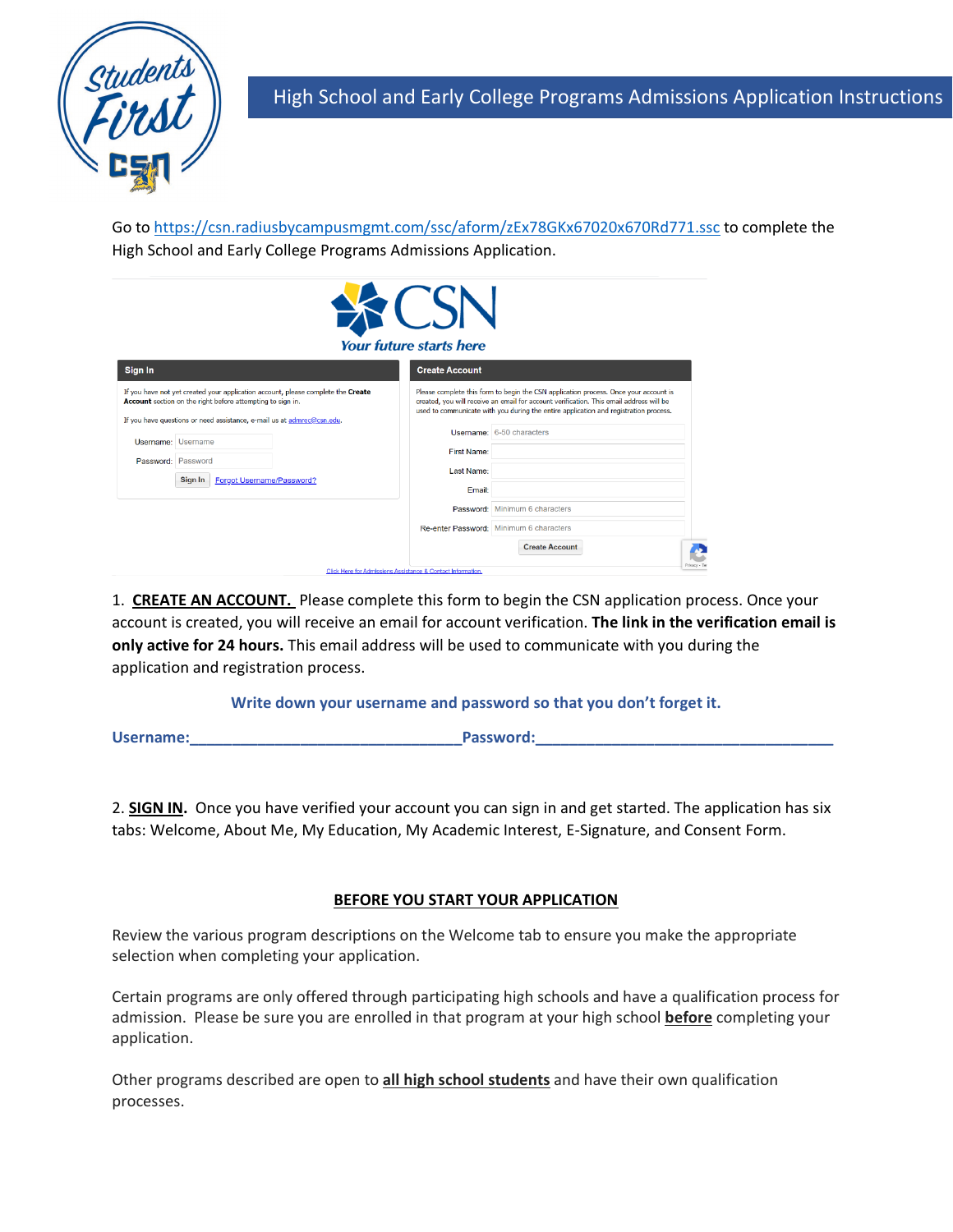# High School and Early College Programs Admissions Application Instructions

Go to https://csn.radiusbycampusmgmt.com/ssc/aform/zEx78GKx67020x670Rd771.ssc to complete the High School and Early College Programs Admissions Application.

1. **CREATE AN ACCOUNT.** Please complete this form to begin the CSN application process. Once your account is created, you will receive an email for account verification. **The link in the verification email is only active for 24 hours.** This email address will be used to communicate with you during the application and registration process.

**Write down your username and password so that you don't forget it.**

**Username:\_\_\_\_\_\_\_\_\_\_\_\_\_\_\_\_\_\_\_\_\_\_\_\_\_\_\_\_\_\_\_\_Password:\_\_\_\_\_\_\_\_\_\_\_\_\_\_\_\_\_\_\_\_\_\_\_\_\_\_\_\_\_\_\_\_\_\_\_**

2. **SIGN IN.** Once you have verified your account you can sign in and get started. The application has six tabs: Welcome, About Me, My Education, My Academic Interest, E-Signature, and Consent Form.

## BEFORE YOU START YOUR APPLICATION

Review the various program descriptions on the Welcome tab to ensure you make the appropriate selection when completing your application.

Certain programs are only offered through participating high schools and have a qualification process for admission. Please be sure you are enrolled in that program at your high school **before** completing your application.

Other programs described are open to **all high school students** and have their own qualification processes.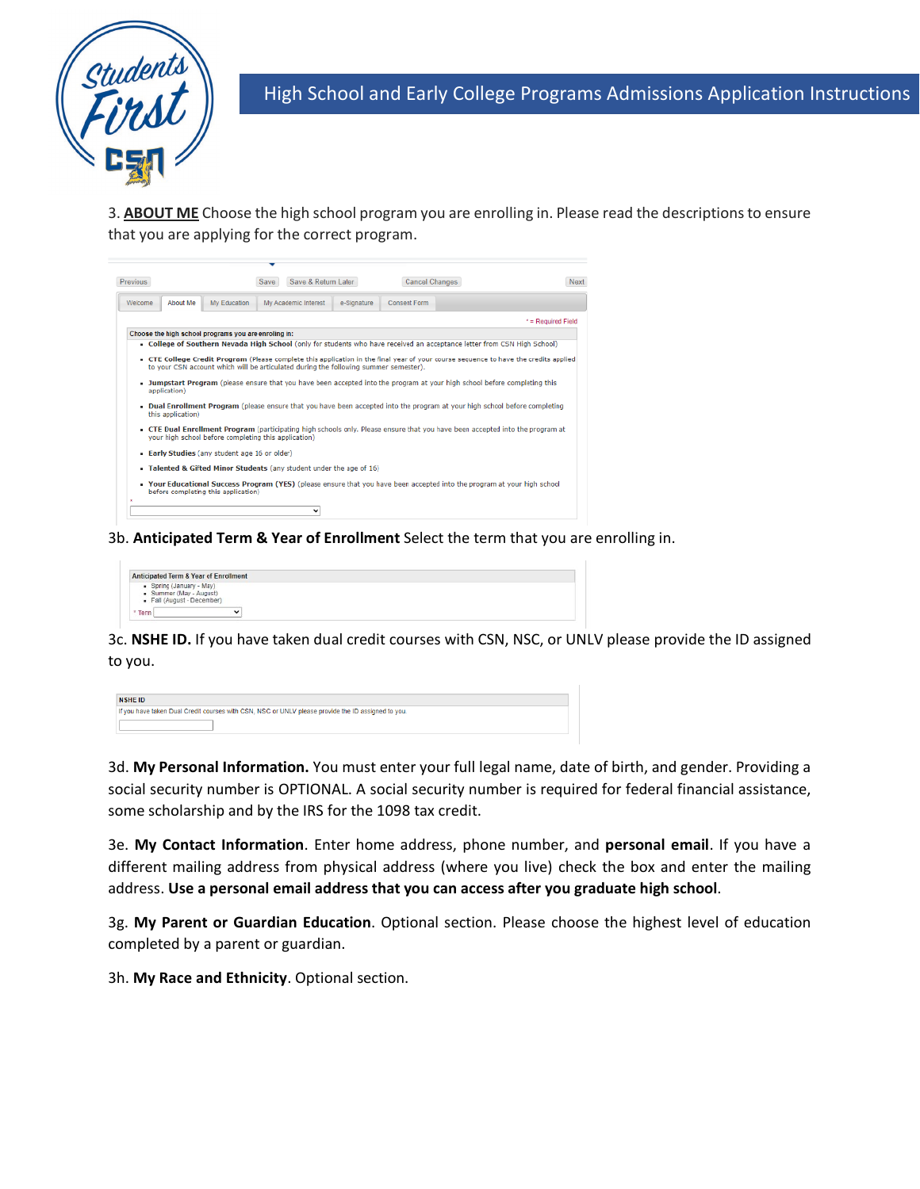3. **ABOUT ME** Choose the high school program you are enrolling in. Please read the descriptions to ensure that you are applying for the correct program.

Previous | Save | Save & Return Later | Cancel Changes | Next

Welcome | About Me | My Education | My Academic Interest | e-Signature | Consent Form

* = Required Field

**Choose the high school programs you are enrolling in:**

- **College of Southern Nevada High School** (only for students who have received an acceptance letter from CSN High School)
- **CTE College Credit Program** (Please complete this application in the final year of your course sequence to have the credits applied to your CSN account which will be articulated during the following summer semester).
- **Jumpstart Program** (please ensure that you have been accepted into the program at your high school before completing this application)
- **Dual Enrollment Program** (please ensure that you have been accepted into the program at your high school before completing this application)
- **CTE Dual Enrollment Program** (participating high schools only. Please ensure that you have been accepted into the program at your high school before completing this application)
- **Early Studies** (any student age 16 or older)
- **Talented & Gifted Minor Students** (any student under the age of 16)
- **Your Educational Success Program (YES)** (please ensure that you have been accepted into the program at your high school before completing this application)

3b. **Anticipated Term & Year of Enrollment** Select the term that you are enrolling in.

**Anticipated Term & Year of Enrollment**

- Spring (January - May)
- Summer (May - August)
- Fall (August - December)

\* Term

3c. **NSHE ID.** If you have taken dual credit courses with CSN, NSC, or UNLV please provide the ID assigned to you.

**NSHE ID**

If you have taken Dual Credit courses with CSN, NSC or UNLV please provide the ID assigned to you

3d. **My Personal Information.** You must enter your full legal name, date of birth, and gender. Providing a social security number is OPTIONAL. A social security number is required for federal financial assistance, some scholarship and by the IRS for the 1098 tax credit.

3e. **My Contact Information**. Enter home address, phone number, and **personal email**. If you have a different mailing address from physical address (where you live) check the box and enter the mailing address. **Use a personal email address that you can access after you graduate high school**.

3g. **My Parent or Guardian Education**. Optional section. Please choose the highest level of education completed by a parent or guardian.

3h. **My Race and Ethnicity**. Optional section.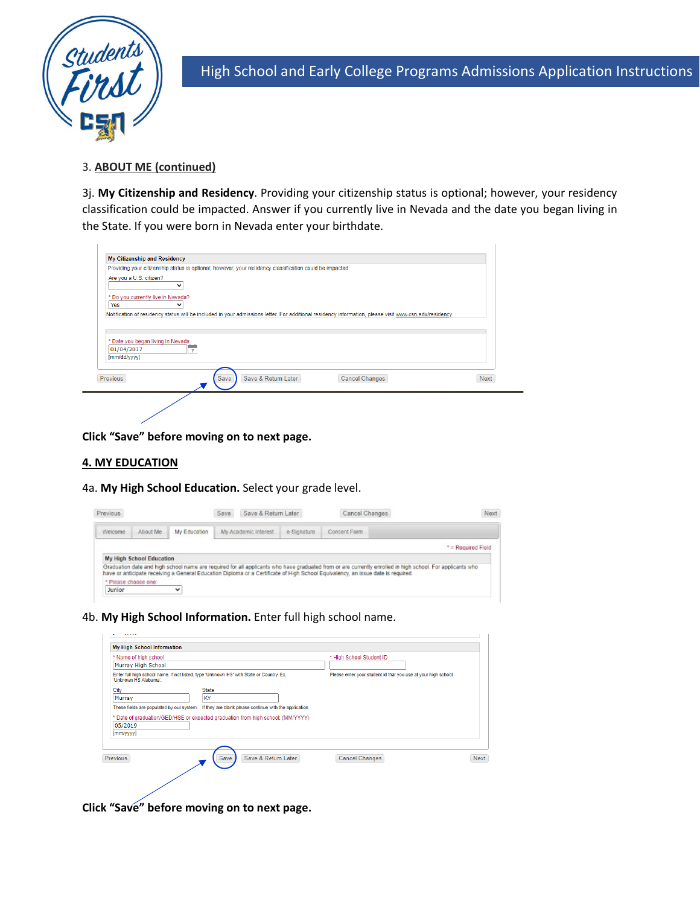3. **ABOUT ME (continued)**

3j. **My Citizenship and Residency**. Providing your citizenship status is optional; however, your residency classification could be impacted. Answer if you currently live in Nevada and the date you began living in the State. If you were born in Nevada enter your birthdate.

**My Citizenship and Residency**

Providing your citizenship status is optional; however, your residency classification could be impacted.

Are you a U.S. citizen?

* Do you currently live in Nevada?
Yes

Notification of residency status will be included in your admissions letter. For additional residency information, please visit www.csn.edu/residency

* Date you began living in Nevada
01/04/2017
[mm/dd/yyyy]

Previous | Save | Save & Return Later | Cancel Changes | Next

**Click "Save" before moving on to next page.**

## 4. MY EDUCATION

4a. **My High School Education.** Select your grade level.

Previous | Save | Save & Return Later | Cancel Changes | Next

Welcome | About Me | My Education | My Academic Interest | e-Signature | Consent Form

* = Required Field

**My High School Education**

Graduation date and high school name are required for all applicants who have graduated from or are currently enrolled in high school. For applicants who have or anticipate receiving a General Education Diploma or a Certificate of High School Equivalency, an issue date is required.

* Please choose one:
Junior

4b. **My High School Information.** Enter full high school name.

**My High School Information**

* Name of high school
Murray High School

Enter full high school name. If not listed, type 'Unknown HS' with State or Country. Ex. 'Unknown HS Alabama'.

* High School Student ID

Please enter your student id that you use at your high school

City
Murray

State
KY

These fields are populated by our system. If they are blank please continue with the application.

* Date of graduation/GED/HSE or expected graduation from high school: (MM/YYYY)
05/2019
[mm/yyyy]

Previous | Save | Save & Return Later | Cancel Changes | Next

**Click "Save" before moving on to next page.**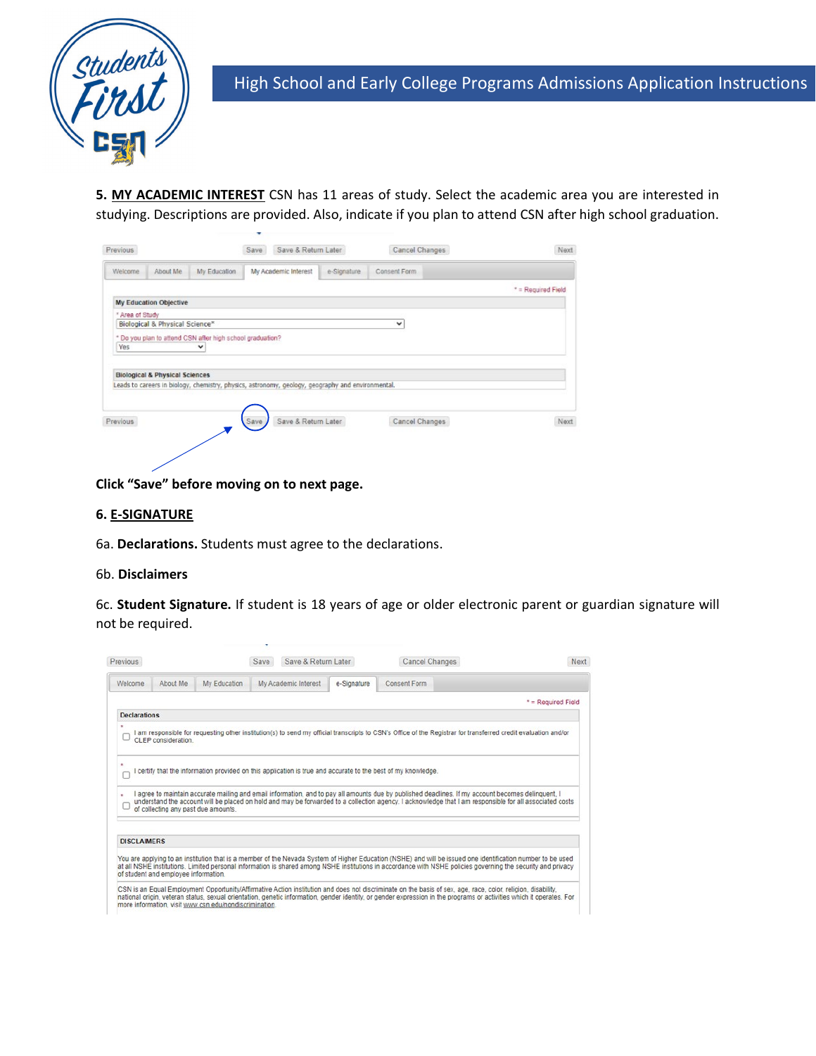**5. MY ACADEMIC INTEREST** CSN has 11 areas of study. Select the academic area you are interested in studying. Descriptions are provided. Also, indicate if you plan to attend CSN after high school graduation.

Previous | Save | Save & Return Later | Cancel Changes | Next

Welcome | About Me | My Education | My Academic Interest | e-Signature | Consent Form

* = Required Field

**My Education Objective**

* Area of Study
Biological & Physical Science*

* Do you plan to attend CSN after high school graduation?
Yes

**Biological & Physical Sciences**
Leads to careers in biology, chemistry, physics, astronomy, geology, geography and environmental.

Previous | Save | Save & Return Later | Cancel Changes | Next

**Click "Save" before moving on to next page.**

**6. E-SIGNATURE**

6a. **Declarations.** Students must agree to the declarations.

6b. **Disclaimers**

6c. **Student Signature.** If student is 18 years of age or older electronic parent or guardian signature will not be required.

Previous | Save | Save & Return Later | Cancel Changes | Next

Welcome | About Me | My Education | My Academic Interest | e-Signature | Consent Form

* = Required Field

**Declarations**

* ☐ I am responsible for requesting other institution(s) to send my official transcripts to CSN's Office of the Registrar for transferred credit evaluation and/or CLEP consideration.

* ☐ I certify that the information provided on this application is true and accurate to the best of my knowledge.

* ☐ I agree to maintain accurate mailing and email information, and to pay all amounts due by published deadlines. If my account becomes delinquent, I understand the account will be placed on hold and may be forwarded to a collection agency. I acknowledge that I am responsible for all associated costs of collecting any past due amounts.

**DISCLAIMERS**

You are applying to an institution that is a member of the Nevada System of Higher Education (NSHE) and will be issued one identification number to be used at all NSHE institutions. Limited personal information is shared among NSHE institutions in accordance with NSHE policies governing the security and privacy of student and employee information.

CSN is an Equal Employment Opportunity/Affirmative Action institution and does not discriminate on the basis of sex, age, race, color, religion, disability, national origin, veteran status, sexual orientation, genetic information, gender identity, or gender expression in the programs or activities which it operates. For more information, visit www.csn.edu/nondiscrimination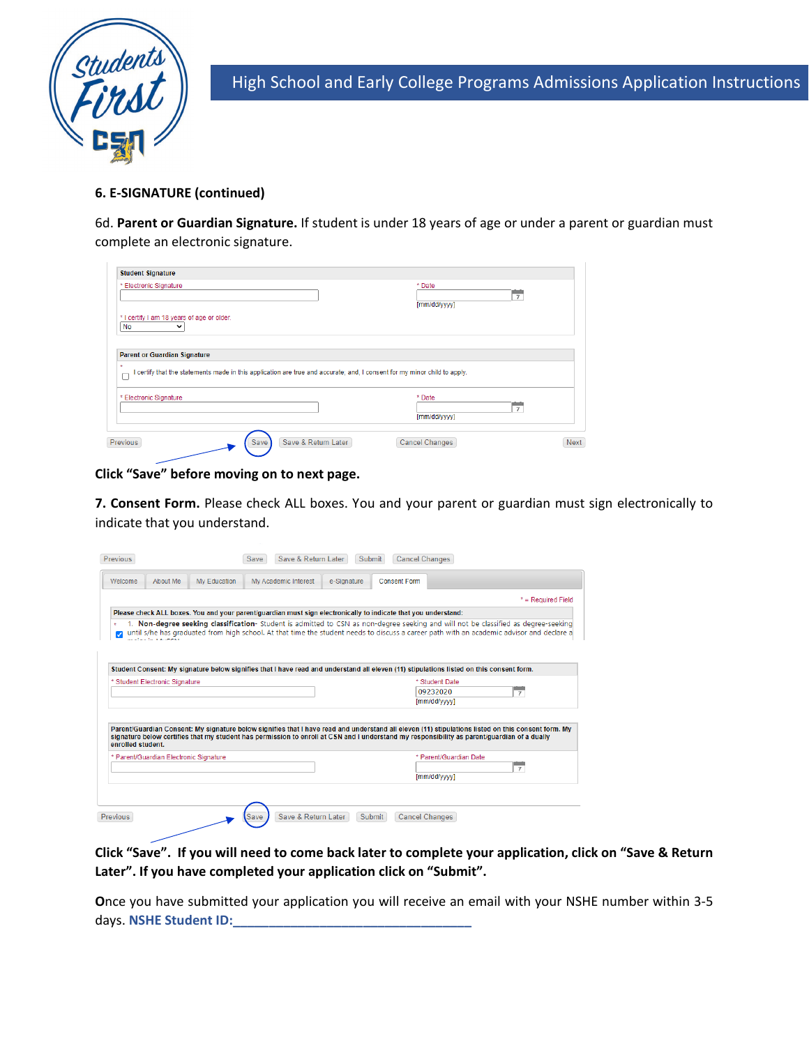## 6. E-SIGNATURE (continued)

6d. **Parent or Guardian Signature.** If student is under 18 years of age or under a parent or guardian must complete an electronic signature.

Student Signature

\* Electronic Signature

\* Date

[mm/dd/yyyy]

\* I certify I am 18 years of age or older.

No

Parent or Guardian Signature

\* I certify that the statements made in this application are true and accurate, and, I consent for my minor child to apply.

\* Electronic Signature

\* Date

[mm/dd/yyyy]

Previous Save Save & Return Later Cancel Changes Next

**Click "Save" before moving on to next page.**

**7. Consent Form.** Please check ALL boxes. You and your parent or guardian must sign electronically to indicate that you understand.

Previous Save Save & Return Later Submit Cancel Changes

Welcome About Me My Education My Academic Interest e-Signature Consent Form

\* = Required Field

Please check ALL boxes. You and your parent/guardian must sign electronically to indicate that you understand:

1. Non-degree seeking classification- Student is admitted to CSN as non-degree seeking and will not be classified as degree-seeking until s/he has graduated from high school. At that time the student needs to discuss a career path with an academic advisor and declare a

Student Consent: My signature below signifies that I have read and understand all eleven (11) stipulations listed on this consent form.

\* Student Electronic Signature

\* Student Date

09232020

[mm/dd/yyyy]

Parent/Guardian Consent: My signature below signifies that I have read and understand all eleven (11) stipulations listed on this consent form. My signature below certifies that my student has permission to enroll at CSN and I understand my responsibility as parent/guardian of a dually enrolled student.

\* Parent/Guardian Electronic Signature

\* Parent/Guardian Date

[mm/dd/yyyy]

Previous Save Save & Return Later Submit Cancel Changes

**Click "Save". If you will need to come back later to complete your application, click on "Save & Return Later". If you have completed your application click on "Submit".**

**O**nce you have submitted your application you will receive an email with your NSHE number within 3-5 days. **NSHE Student ID:\_\_\_\_\_\_\_\_\_\_\_\_\_\_\_\_\_\_\_\_\_\_\_\_\_\_\_\_\_\_\_\_\_\_\_\_**